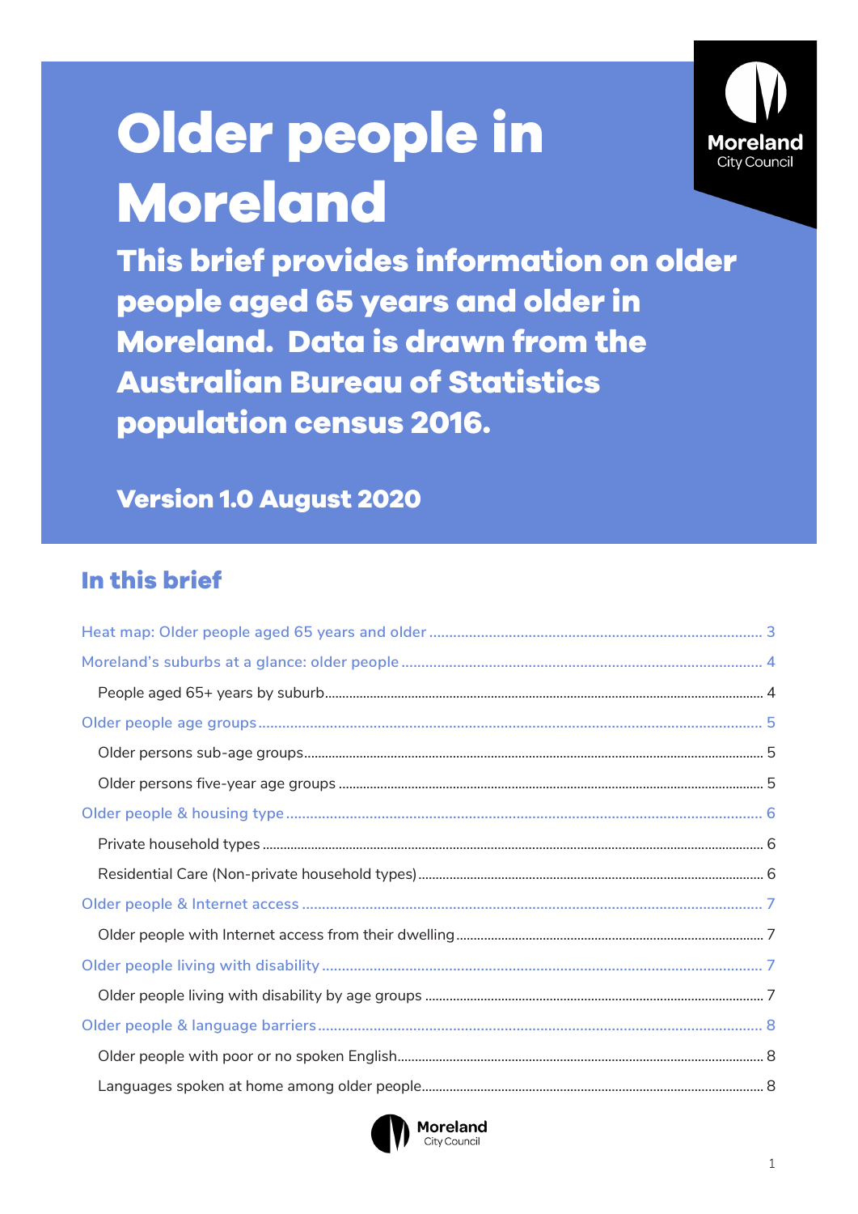# Older people in Moreland

**This brief provides information on older people aged 65 years and older in Moreland. Data is drawn from the Australian Bureau of Statistics population census 2016.**

**Version 1.0 August 2020**

## In this brief

- Heat map: Older people aged 65 years and older ... 3
- Moreland's suburbs at a glance: older people ... 4
  - People aged 65+ years by suburb ... 4
- Older people age groups ... 5
  - Older persons sub-age groups ... 5
  - Older persons five-year age groups ... 5
- Older people & housing type ... 6
  - Private household types ... 6
  - Residential Care (Non-private household types) ... 6
- Older people & Internet access ... 7
  - Older people with Internet access from their dwelling ... 7
- Older people living with disability ... 7
  - Older people living with disability by age groups ... 7
- Older people & language barriers ... 8
  - Older people with poor or no spoken English ... 8
  - Languages spoken at home among older people ... 8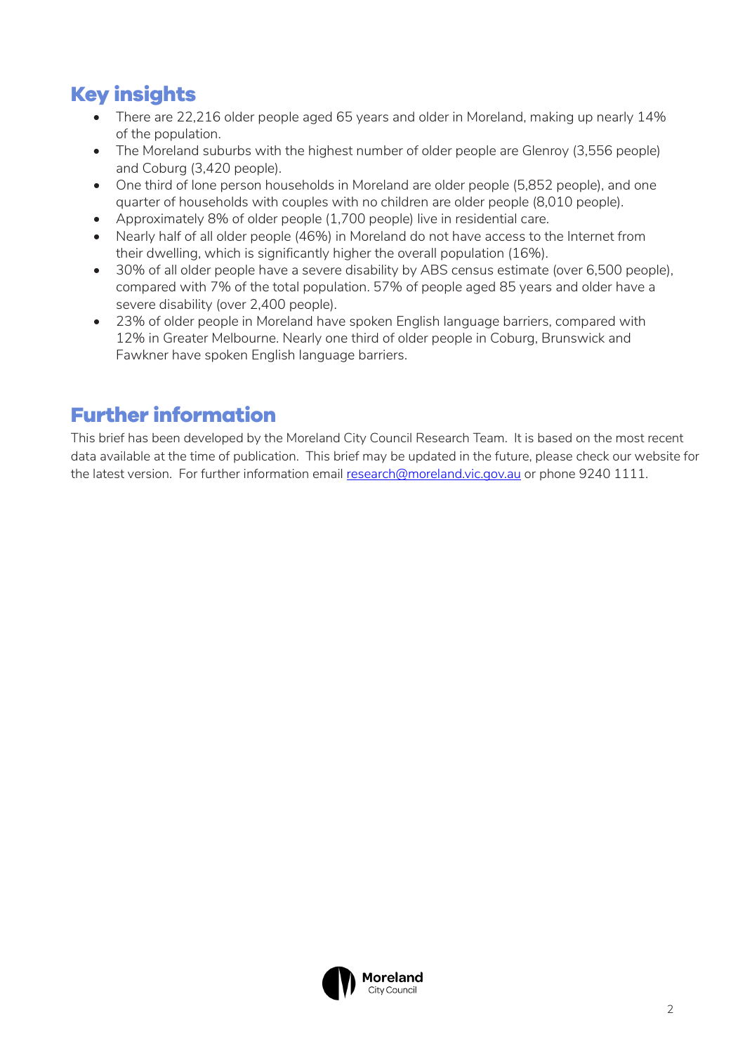## Key insights

- There are 22,216 older people aged 65 years and older in Moreland, making up nearly 14% of the population.
- The Moreland suburbs with the highest number of older people are Glenroy (3,556 people) and Coburg (3,420 people).
- One third of lone person households in Moreland are older people (5,852 people), and one quarter of households with couples with no children are older people (8,010 people).
- Approximately 8% of older people (1,700 people) live in residential care.
- Nearly half of all older people (46%) in Moreland do not have access to the Internet from their dwelling, which is significantly higher the overall population (16%).
- 30% of all older people have a severe disability by ABS census estimate (over 6,500 people), compared with 7% of the total population. 57% of people aged 85 years and older have a severe disability (over 2,400 people).
- 23% of older people in Moreland have spoken English language barriers, compared with 12% in Greater Melbourne. Nearly one third of older people in Coburg, Brunswick and Fawkner have spoken English language barriers.

## Further information

This brief has been developed by the Moreland City Council Research Team. It is based on the most recent data available at the time of publication. This brief may be updated in the future, please check our website for the latest version. For further information email research@moreland.vic.gov.au or phone 9240 1111.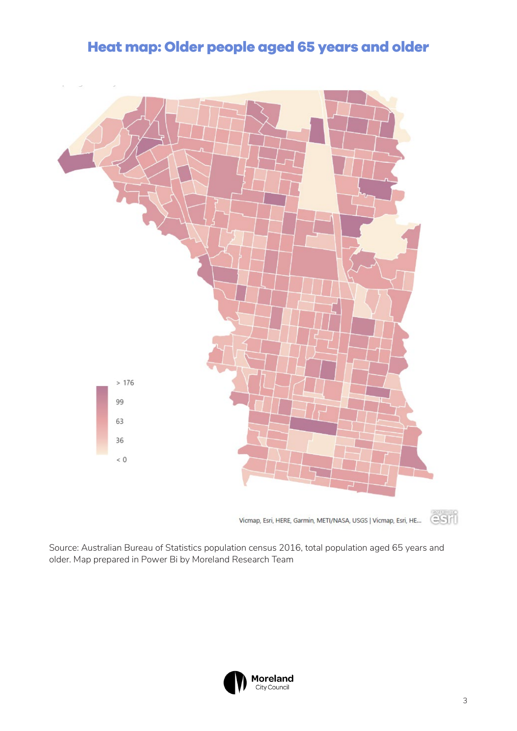## Heat map: Older people aged 65 years and older

> 176

99

63

36

< 0

Vicmap, Esri, HERE, Garmin, METI/NASA, USGS | Vicmap, Esri, HE...

Source: Australian Bureau of Statistics population census 2016, total population aged 65 years and older. Map prepared in Power Bi by Moreland Research Team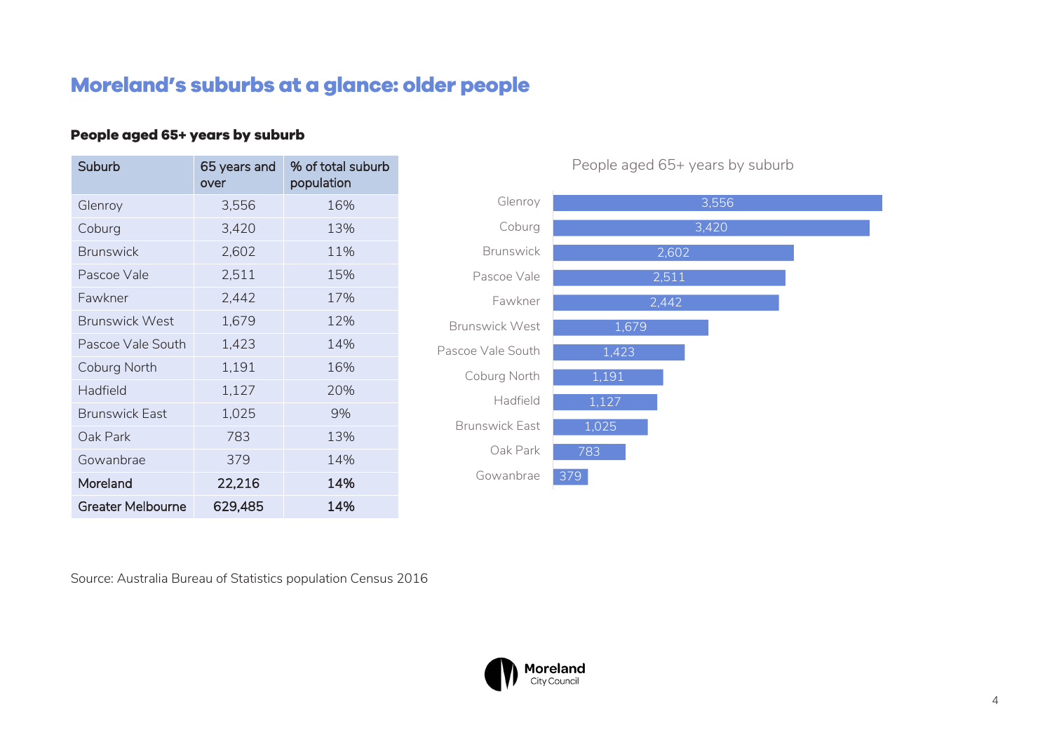# Moreland's suburbs at a glance: older people

### People aged 65+ years by suburb

| Suburb | 65 years and over | % of total suburb population |
|---|---|---|
| Glenroy | 3,556 | 16% |
| Coburg | 3,420 | 13% |
| Brunswick | 2,602 | 11% |
| Pascoe Vale | 2,511 | 15% |
| Fawkner | 2,442 | 17% |
| Brunswick West | 1,679 | 12% |
| Pascoe Vale South | 1,423 | 14% |
| Coburg North | 1,191 | 16% |
| Hadfield | 1,127 | 20% |
| Brunswick East | 1,025 | 9% |
| Oak Park | 783 | 13% |
| Gowanbrae | 379 | 14% |
| **Moreland** | **22,216** | **14%** |
| **Greater Melbourne** | **629,485** | **14%** |

People aged 65+ years by suburb

| Suburb | People aged 65+ |
|---|---|
| Glenroy | 3,556 |
| Coburg | 3,420 |
| Brunswick | 2,602 |
| Pascoe Vale | 2,511 |
| Fawkner | 2,442 |
| Brunswick West | 1,679 |
| Pascoe Vale South | 1,423 |
| Coburg North | 1,191 |
| Hadfield | 1,127 |
| Brunswick East | 1,025 |
| Oak Park | 783 |
| Gowanbrae | 379 |

Source: Australia Bureau of Statistics population Census 2016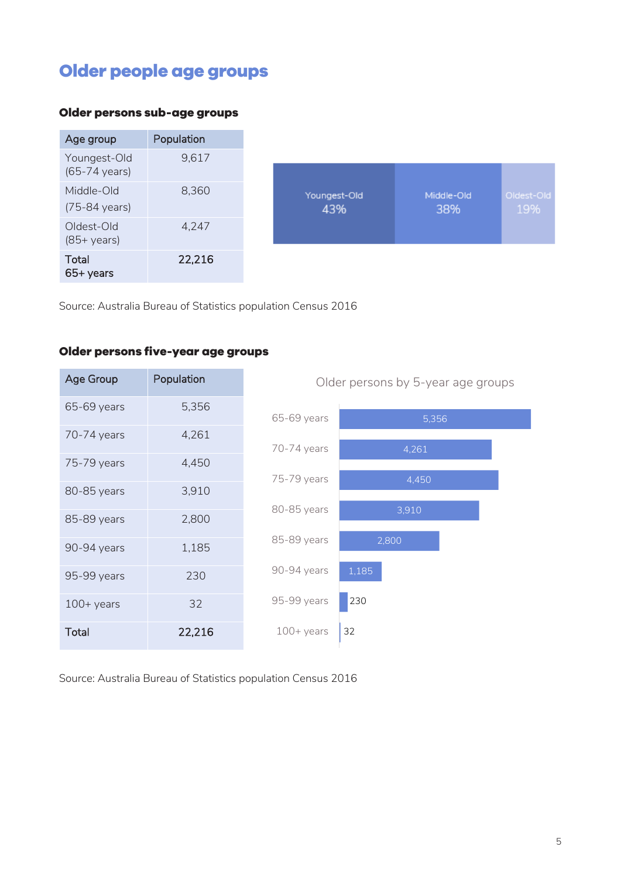# Older people age groups

### Older persons sub-age groups

| Age group | Population |
|---|---|
| Youngest-Old (65-74 years) | 9,617 |
| Middle-Old (75-84 years) | 8,360 |
| Oldest-Old (85+ years) | 4,247 |
| **Total 65+ years** | **22,216** |

Youngest-Old 43% | Middle-Old 38% | Oldest-Old 19%

Source: Australia Bureau of Statistics population Census 2016

### Older persons five-year age groups

| Age Group | Population |
|---|---|
| 65-69 years | 5,356 |
| 70-74 years | 4,261 |
| 75-79 years | 4,450 |
| 80-85 years | 3,910 |
| 85-89 years | 2,800 |
| 90-94 years | 1,185 |
| 95-99 years | 230 |
| 100+ years | 32 |
| **Total** | **22,216** |

Older persons by 5-year age groups

| Age group | Population |
|---|---|
| 65-69 years | 5,356 |
| 70-74 years | 4,261 |
| 75-79 years | 4,450 |
| 80-85 years | 3,910 |
| 85-89 years | 2,800 |
| 90-94 years | 1,185 |
| 95-99 years | 230 |
| 100+ years | 32 |

Source: Australia Bureau of Statistics population Census 2016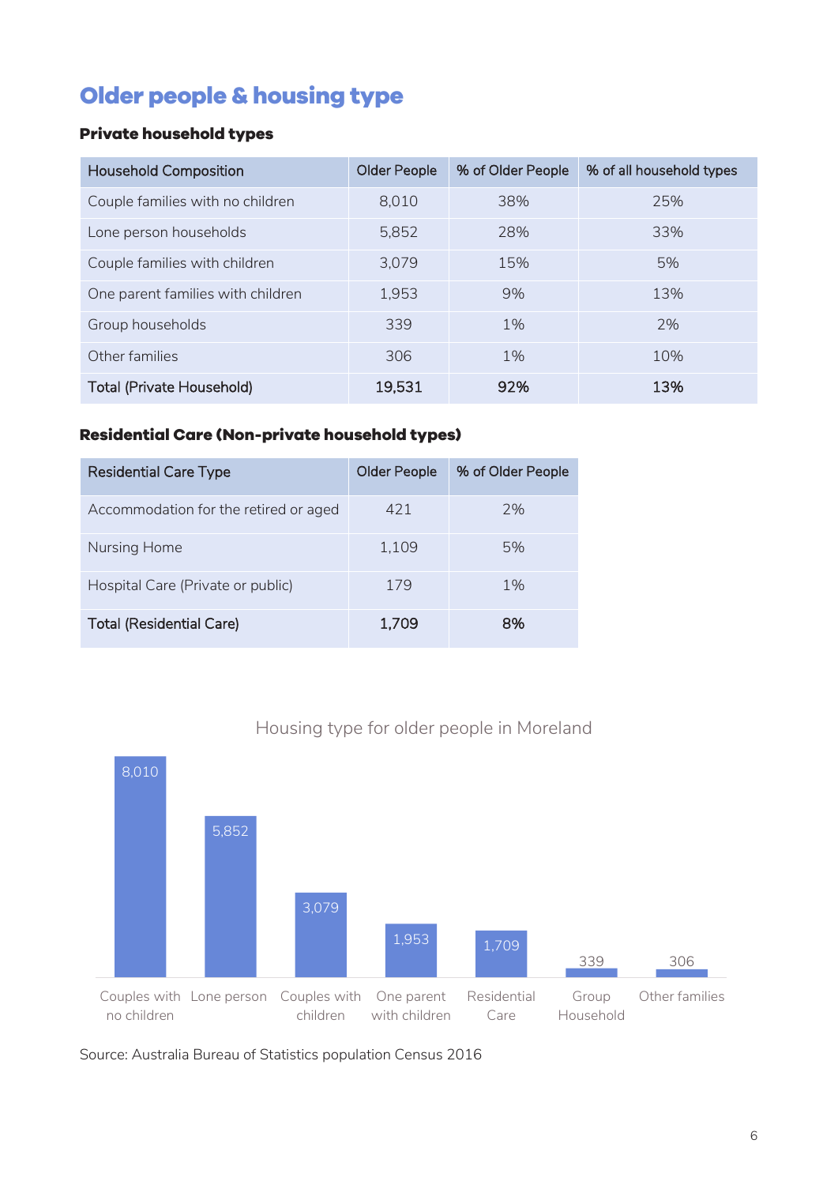# Older people & housing type

### Private household types

| Household Composition | Older People | % of Older People | % of all household types |
|---|---|---|---|
| Couple families with no children | 8,010 | 38% | 25% |
| Lone person households | 5,852 | 28% | 33% |
| Couple families with children | 3,079 | 15% | 5% |
| One parent families with children | 1,953 | 9% | 13% |
| Group households | 339 | 1% | 2% |
| Other families | 306 | 1% | 10% |
| **Total (Private Household)** | **19,531** | **92%** | **13%** |

### Residential Care (Non-private household types)

| Residential Care Type | Older People | % of Older People |
|---|---|---|
| Accommodation for the retired or aged | 421 | 2% |
| Nursing Home | 1,109 | 5% |
| Hospital Care (Private or public) | 179 | 1% |
| **Total (Residential Care)** | **1,709** | **8%** |

Housing type for older people in Moreland

| Housing type | Older People |
|---|---|
| Couples with no children | 8,010 |
| Lone person | 5,852 |
| Couples with children | 3,079 |
| One parent with children | 1,953 |
| Residential Care | 1,709 |
| Group Household | 339 |
| Other families | 306 |

Source: Australia Bureau of Statistics population Census 2016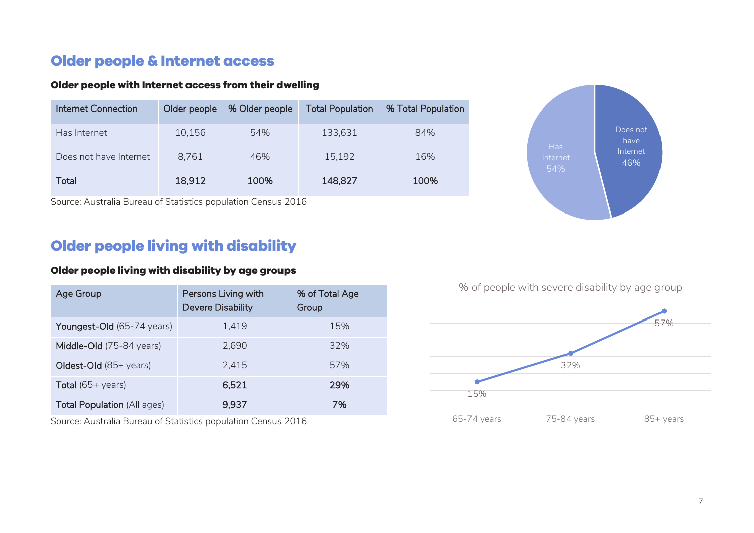## Older people & Internet access

### Older people with Internet access from their dwelling

| Internet Connection | Older people | % Older people | Total Population | % Total Population |
|---|---|---|---|---|
| Has Internet | 10,156 | 54% | 133,631 | 84% |
| Does not have Internet | 8,761 | 46% | 15,192 | 16% |
| **Total** | **18,912** | **100%** | **148,827** | **100%** |

Source: Australia Bureau of Statistics population Census 2016

Has Internet 54%

Does not have Internet 46%

## Older people living with disability

### Older people living with disability by age groups

| Age Group | Persons Living with Devere Disability | % of Total Age Group |
|---|---|---|
| Youngest-Old (65-74 years) | 1,419 | 15% |
| Middle-Old (75-84 years) | 2,690 | 32% |
| Oldest-Old (85+ years) | 2,415 | 57% |
| Total (65+ years) | **6,521** | **29%** |
| Total Population (All ages) | **9,937** | **7%** |

Source: Australia Bureau of Statistics population Census 2016

% of people with severe disability by age group

| Age group | % |
|---|---|
| 65-74 years | 15% |
| 75-84 years | 32% |
| 85+ years | 57% |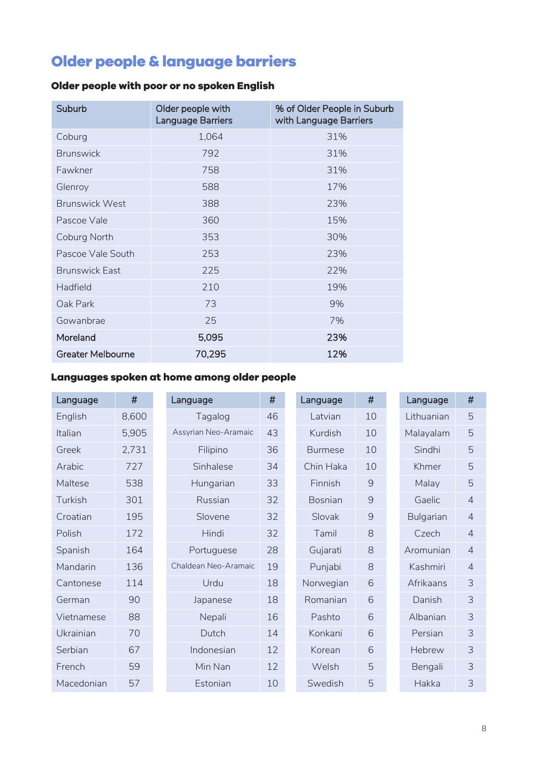# Older people & language barriers

## Older people with poor or no spoken English

| Suburb | Older people with Language Barriers | % of Older People in Suburb with Language Barriers |
|---|---|---|
| Coburg | 1,064 | 31% |
| Brunswick | 792 | 31% |
| Fawkner | 758 | 31% |
| Glenroy | 588 | 17% |
| Brunswick West | 388 | 23% |
| Pascoe Vale | 360 | 15% |
| Coburg North | 353 | 30% |
| Pascoe Vale South | 253 | 23% |
| Brunswick East | 225 | 22% |
| Hadfield | 210 | 19% |
| Oak Park | 73 | 9% |
| Gowanbrae | 25 | 7% |
| **Moreland** | **5,095** | **23%** |
| **Greater Melbourne** | **70,295** | **12%** |

## Languages spoken at home among older people

| Language | # | Language | # | Language | # | Language | # |
|---|---|---|---|---|---|---|---|
| English | 8,600 | Tagalog | 46 | Latvian | 10 | Lithuanian | 5 |
| Italian | 5,905 | Assyrian Neo-Aramaic | 43 | Kurdish | 10 | Malayalam | 5 |
| Greek | 2,731 | Filipino | 36 | Burmese | 10 | Sindhi | 5 |
| Arabic | 727 | Sinhalese | 34 | Chin Haka | 10 | Khmer | 5 |
| Maltese | 538 | Hungarian | 33 | Finnish | 9 | Malay | 5 |
| Turkish | 301 | Russian | 32 | Bosnian | 9 | Gaelic | 4 |
| Croatian | 195 | Slovene | 32 | Slovak | 9 | Bulgarian | 4 |
| Polish | 172 | Hindi | 32 | Tamil | 8 | Czech | 4 |
| Spanish | 164 | Portuguese | 28 | Gujarati | 8 | Aromunian | 4 |
| Mandarin | 136 | Chaldean Neo-Aramaic | 19 | Punjabi | 8 | Kashmiri | 4 |
| Cantonese | 114 | Urdu | 18 | Norwegian | 6 | Afrikaans | 3 |
| German | 90 | Japanese | 18 | Romanian | 6 | Danish | 3 |
| Vietnamese | 88 | Nepali | 16 | Pashto | 6 | Albanian | 3 |
| Ukrainian | 70 | Dutch | 14 | Konkani | 6 | Persian | 3 |
| Serbian | 67 | Indonesian | 12 | Korean | 6 | Hebrew | 3 |
| French | 59 | Min Nan | 12 | Welsh | 5 | Bengali | 3 |
| Macedonian | 57 | Estonian | 10 | Swedish | 5 | Hakka | 3 |